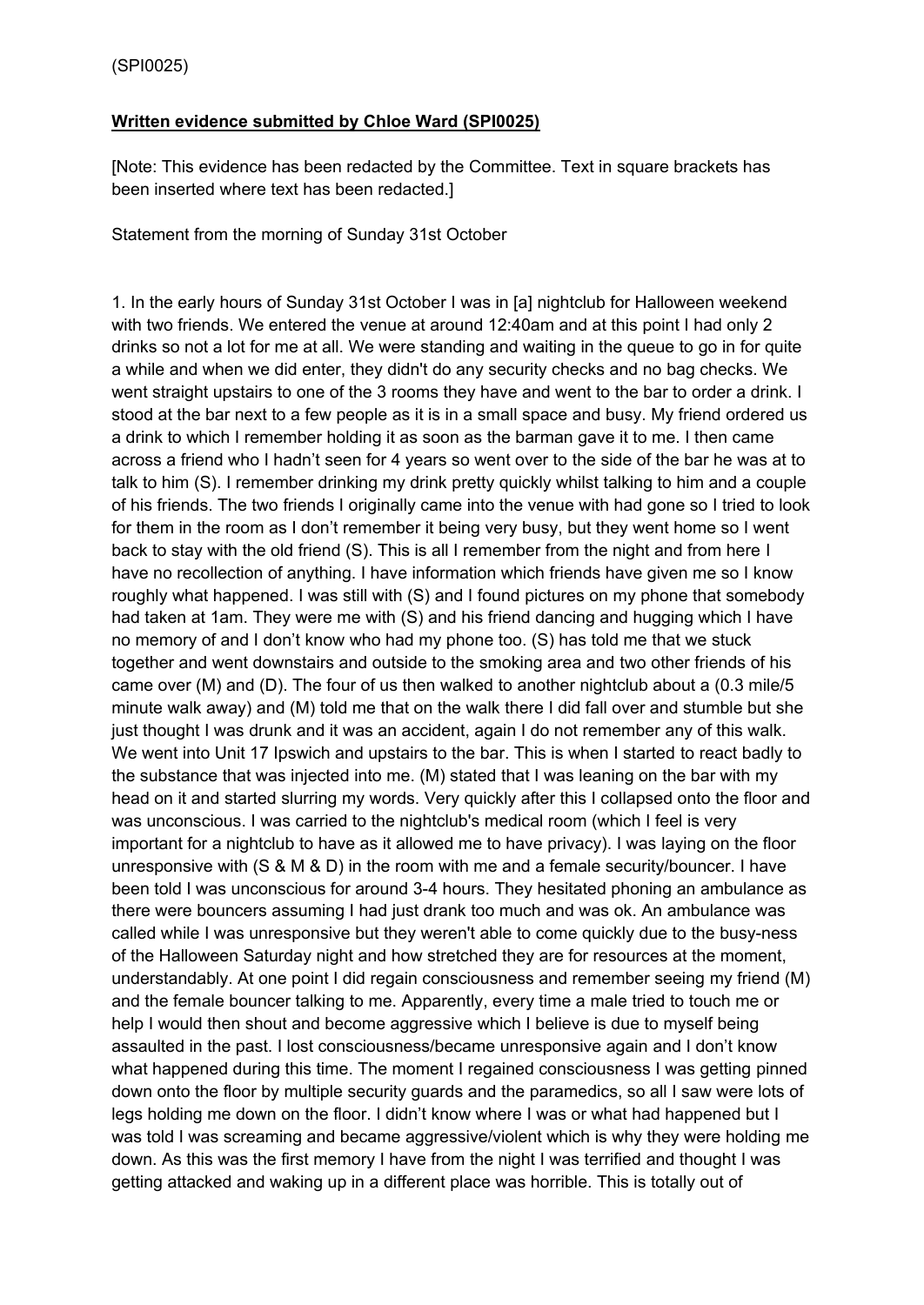(SPI0025)

**Written evidence submitted by Chloe Ward (SPI0025)**

[Note: This evidence has been redacted by the Committee. Text in square brackets has been inserted where text has been redacted.]

Statement from the morning of Sunday 31st October

1. In the early hours of Sunday 31st October I was in [a] nightclub for Halloween weekend with two friends. We entered the venue at around 12:40am and at this point I had only 2 drinks so not a lot for me at all. We were standing and waiting in the queue to go in for quite a while and when we did enter, they didn't do any security checks and no bag checks. We went straight upstairs to one of the 3 rooms they have and went to the bar to order a drink. I stood at the bar next to a few people as it is in a small space and busy. My friend ordered us a drink to which I remember holding it as soon as the barman gave it to me. I then came across a friend who I hadn't seen for 4 years so went over to the side of the bar he was at to talk to him (S). I remember drinking my drink pretty quickly whilst talking to him and a couple of his friends. The two friends I originally came into the venue with had gone so I tried to look for them in the room as I don't remember it being very busy, but they went home so I went back to stay with the old friend (S). This is all I remember from the night and from here I have no recollection of anything. I have information which friends have given me so I know roughly what happened. I was still with (S) and I found pictures on my phone that somebody had taken at 1am. They were me with (S) and his friend dancing and hugging which I have no memory of and I don't know who had my phone too. (S) has told me that we stuck together and went downstairs and outside to the smoking area and two other friends of his came over (M) and (D). The four of us then walked to another nightclub about a (0.3 mile/5 minute walk away) and (M) told me that on the walk there I did fall over and stumble but she just thought I was drunk and it was an accident, again I do not remember any of this walk. We went into Unit 17 Ipswich and upstairs to the bar. This is when I started to react badly to the substance that was injected into me. (M) stated that I was leaning on the bar with my head on it and started slurring my words. Very quickly after this I collapsed onto the floor and was unconscious. I was carried to the nightclub's medical room (which I feel is very important for a nightclub to have as it allowed me to have privacy). I was laying on the floor unresponsive with (S & M & D) in the room with me and a female security/bouncer. I have been told I was unconscious for around 3-4 hours. They hesitated phoning an ambulance as there were bouncers assuming I had just drank too much and was ok. An ambulance was called while I was unresponsive but they weren't able to come quickly due to the busy-ness of the Halloween Saturday night and how stretched they are for resources at the moment, understandably. At one point I did regain consciousness and remember seeing my friend (M) and the female bouncer talking to me. Apparently, every time a male tried to touch me or help I would then shout and become aggressive which I believe is due to myself being assaulted in the past. I lost consciousness/became unresponsive again and I don't know what happened during this time. The moment I regained consciousness I was getting pinned down onto the floor by multiple security guards and the paramedics, so all I saw were lots of legs holding me down on the floor. I didn't know where I was or what had happened but I was told I was screaming and became aggressive/violent which is why they were holding me down. As this was the first memory I have from the night I was terrified and thought I was getting attacked and waking up in a different place was horrible. This is totally out of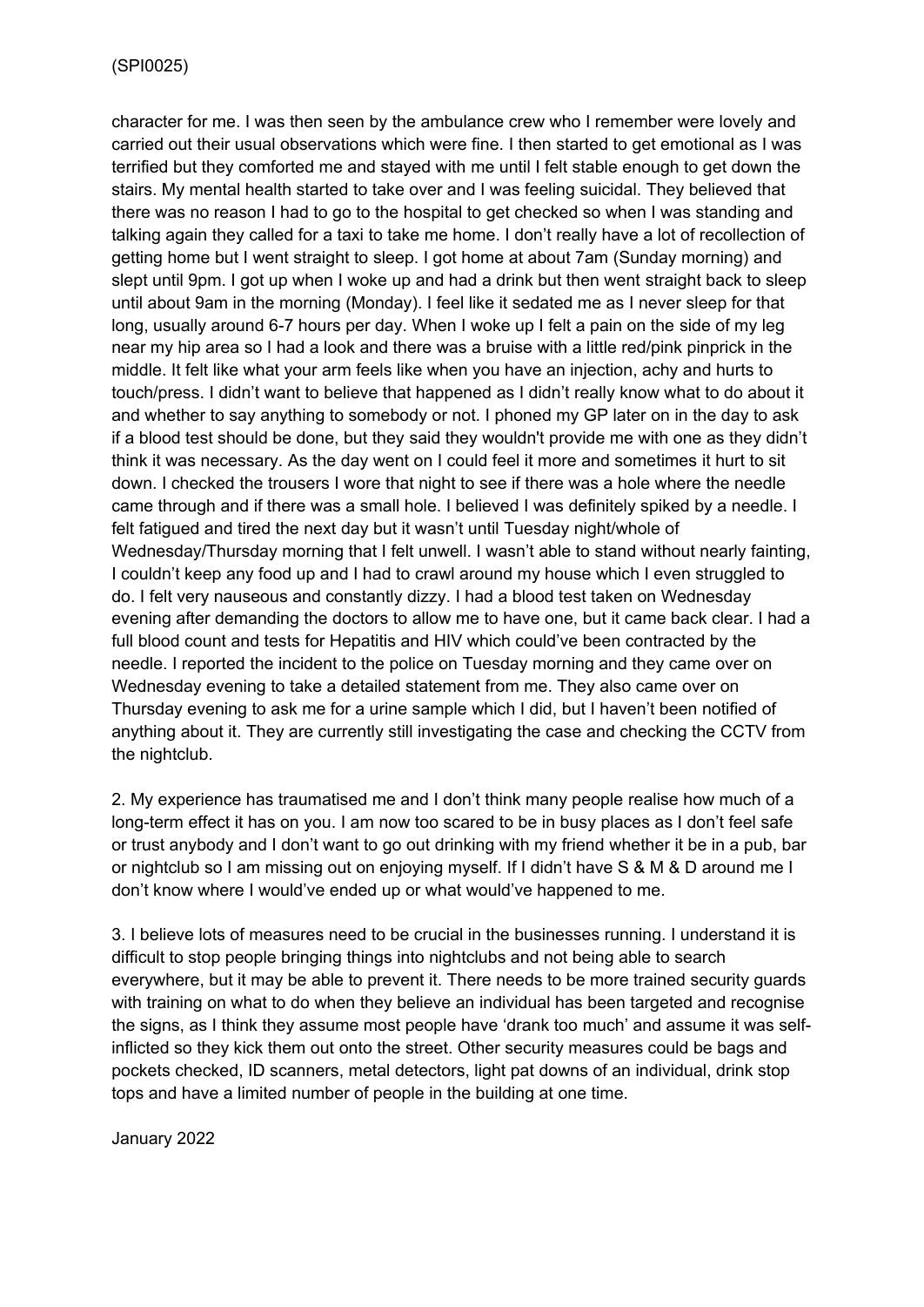character for me. I was then seen by the ambulance crew who I remember were lovely and carried out their usual observations which were fine. I then started to get emotional as I was terrified but they comforted me and stayed with me until I felt stable enough to get down the stairs. My mental health started to take over and I was feeling suicidal. They believed that there was no reason I had to go to the hospital to get checked so when I was standing and talking again they called for a taxi to take me home. I don't really have a lot of recollection of getting home but I went straight to sleep. I got home at about 7am (Sunday morning) and slept until 9pm. I got up when I woke up and had a drink but then went straight back to sleep until about 9am in the morning (Monday). I feel like it sedated me as I never sleep for that long, usually around 6-7 hours per day. When I woke up I felt a pain on the side of my leg near my hip area so I had a look and there was a bruise with a little red/pink pinprick in the middle. It felt like what your arm feels like when you have an injection, achy and hurts to touch/press. I didn't want to believe that happened as I didn't really know what to do about it and whether to say anything to somebody or not. I phoned my GP later on in the day to ask if a blood test should be done, but they said they wouldn't provide me with one as they didn't think it was necessary. As the day went on I could feel it more and sometimes it hurt to sit down. I checked the trousers I wore that night to see if there was a hole where the needle came through and if there was a small hole. I believed I was definitely spiked by a needle. I felt fatigued and tired the next day but it wasn't until Tuesday night/whole of Wednesday/Thursday morning that I felt unwell. I wasn't able to stand without nearly fainting, I couldn't keep any food up and I had to crawl around my house which I even struggled to do. I felt very nauseous and constantly dizzy. I had a blood test taken on Wednesday evening after demanding the doctors to allow me to have one, but it came back clear. I had a full blood count and tests for Hepatitis and HIV which could've been contracted by the needle. I reported the incident to the police on Tuesday morning and they came over on Wednesday evening to take a detailed statement from me. They also came over on Thursday evening to ask me for a urine sample which I did, but I haven't been notified of anything about it. They are currently still investigating the case and checking the CCTV from the nightclub.

2. My experience has traumatised me and I don't think many people realise how much of a long-term effect it has on you. I am now too scared to be in busy places as I don't feel safe or trust anybody and I don't want to go out drinking with my friend whether it be in a pub, bar or nightclub so I am missing out on enjoying myself. If I didn't have S & M & D around me I don't know where I would've ended up or what would've happened to me.

3. I believe lots of measures need to be crucial in the businesses running. I understand it is difficult to stop people bringing things into nightclubs and not being able to search everywhere, but it may be able to prevent it. There needs to be more trained security guards with training on what to do when they believe an individual has been targeted and recognise the signs, as I think they assume most people have 'drank too much' and assume it was self-inflicted so they kick them out onto the street. Other security measures could be bags and pockets checked, ID scanners, metal detectors, light pat downs of an individual, drink stop tops and have a limited number of people in the building at one time.

January 2022